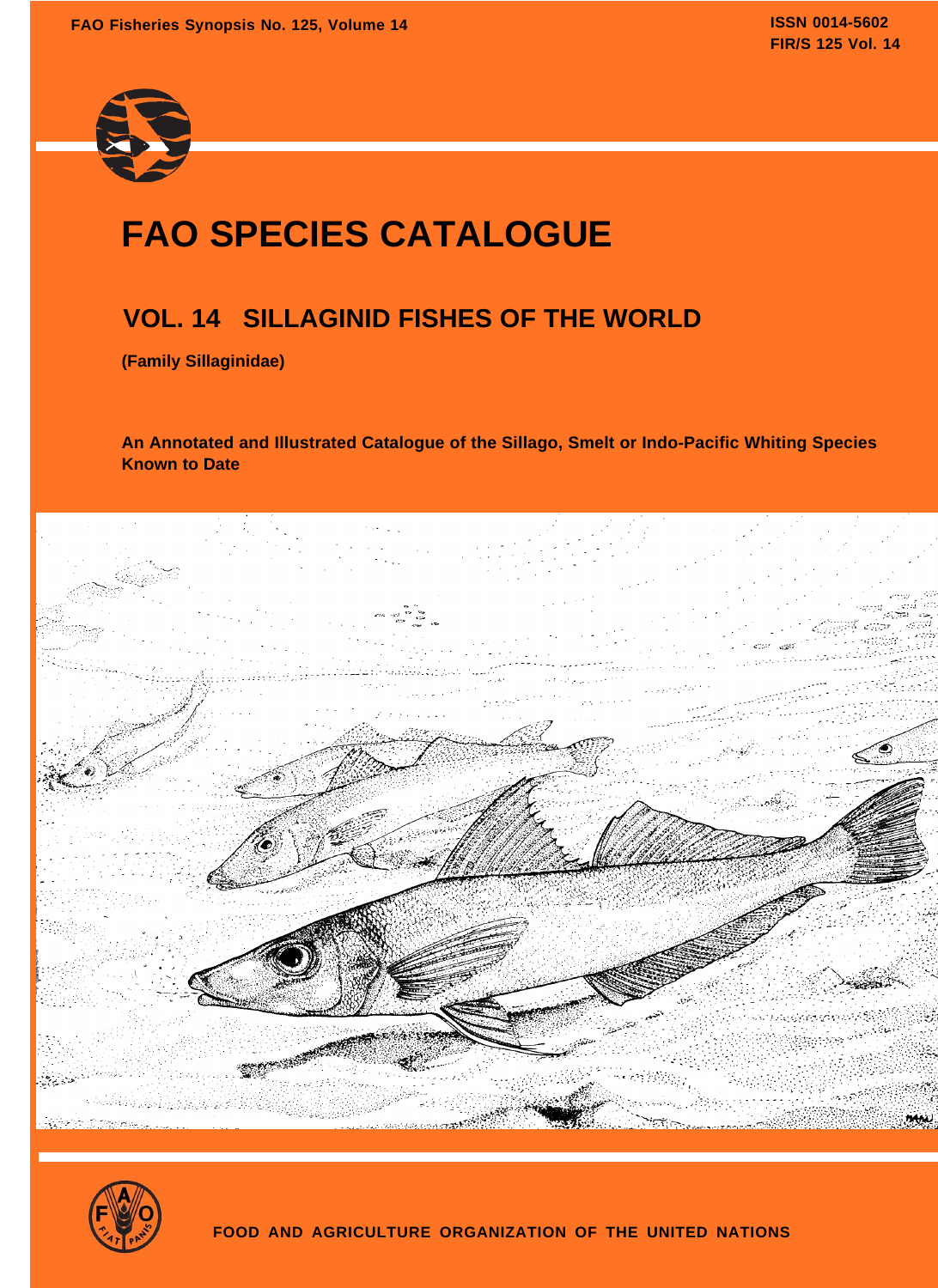FAO Fisheries Synopsis No. 125, Volume 14

ISSN 0014-5602
FIR/S 125 Vol. 14

# FAO SPECIES CATALOGUE

## VOL. 14 SILLAGINID FISHES OF THE WORLD

**(Family Sillaginidae)**

**An Annotated and Illustrated Catalogue of the Sillago, Smelt or Indo-Pacific Whiting Species Known to Date**

FOOD AND AGRICULTURE ORGANIZATION OF THE UNITED NATIONS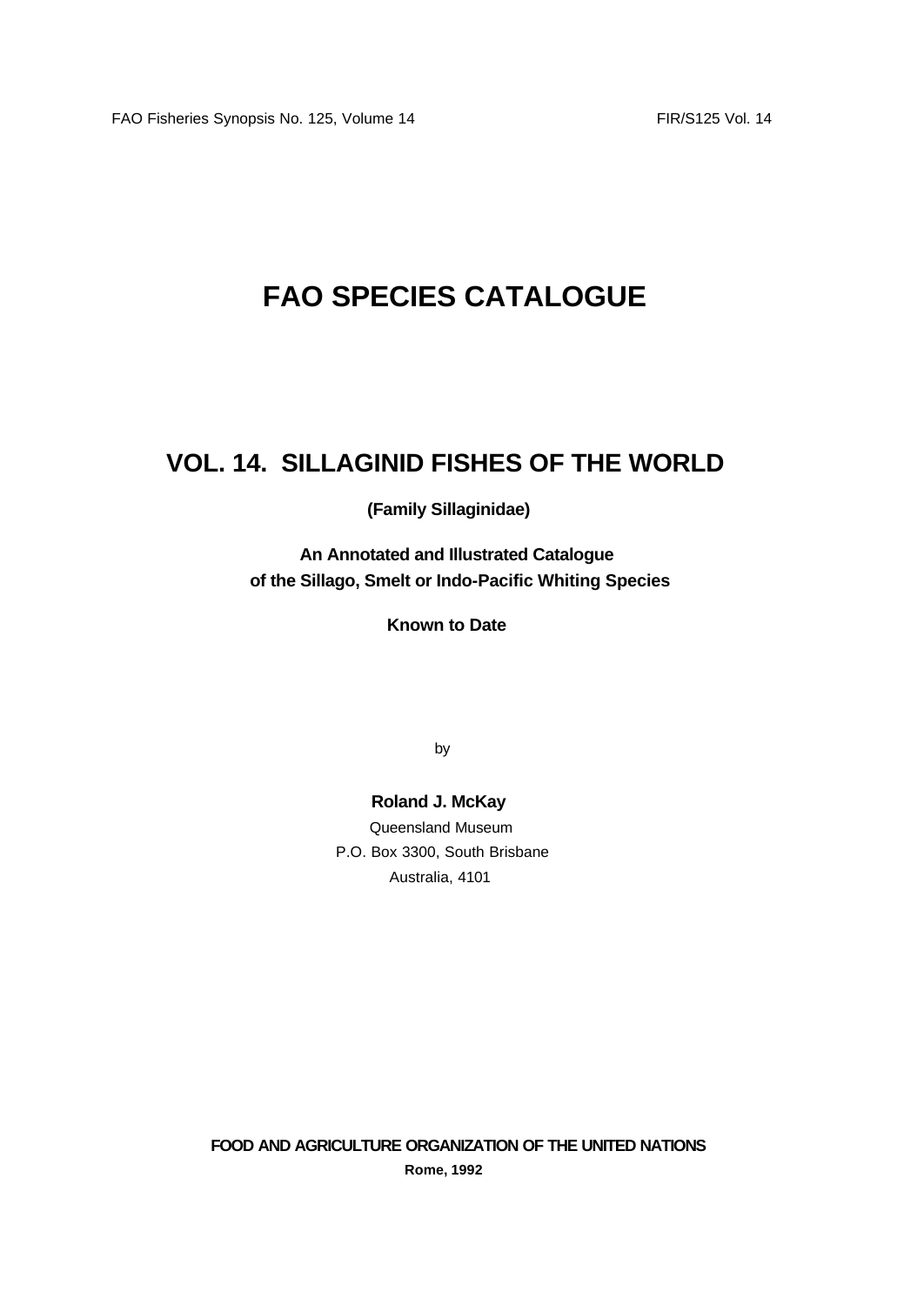FAO Fisheries Synopsis No. 125, Volume 14 FIR/S125 Vol. 14

# FAO SPECIES CATALOGUE

## VOL. 14. SILLAGINID FISHES OF THE WORLD

**(Family Sillaginidae)**

**An Annotated and Illustrated Catalogue of the Sillago, Smelt or Indo-Pacific Whiting Species**

**Known to Date**

by

**Roland J. McKay**

Queensland Museum
P.O. Box 3300, South Brisbane
Australia, 4101

**FOOD AND AGRICULTURE ORGANIZATION OF THE UNITED NATIONS**

**Rome, 1992**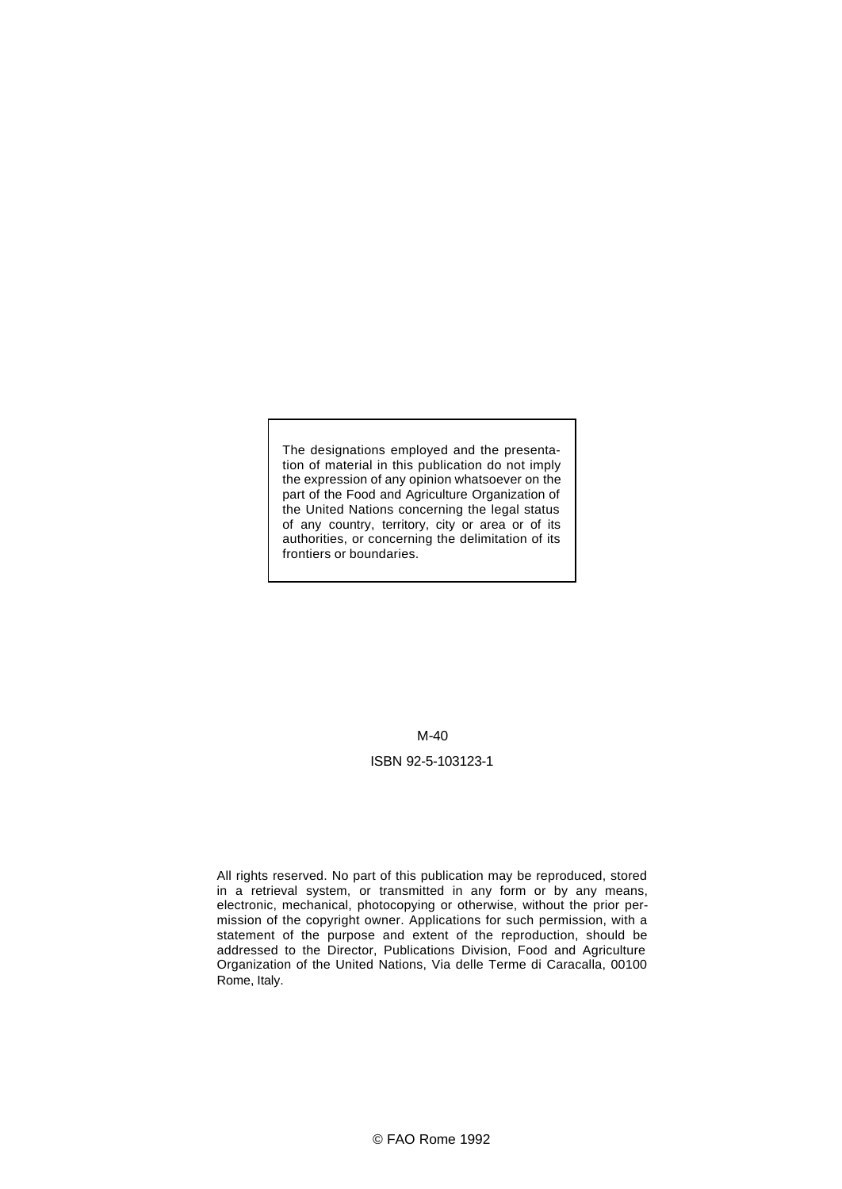The designations employed and the presentation of material in this publication do not imply the expression of any opinion whatsoever on the part of the Food and Agriculture Organization of the United Nations concerning the legal status of any country, territory, city or area or of its authorities, or concerning the delimitation of its frontiers or boundaries.

M-40

ISBN 92-5-103123-1

All rights reserved. No part of this publication may be reproduced, stored in a retrieval system, or transmitted in any form or by any means, electronic, mechanical, photocopying or otherwise, without the prior permission of the copyright owner. Applications for such permission, with a statement of the purpose and extent of the reproduction, should be addressed to the Director, Publications Division, Food and Agriculture Organization of the United Nations, Via delle Terme di Caracalla, 00100 Rome, Italy.

© FAO Rome 1992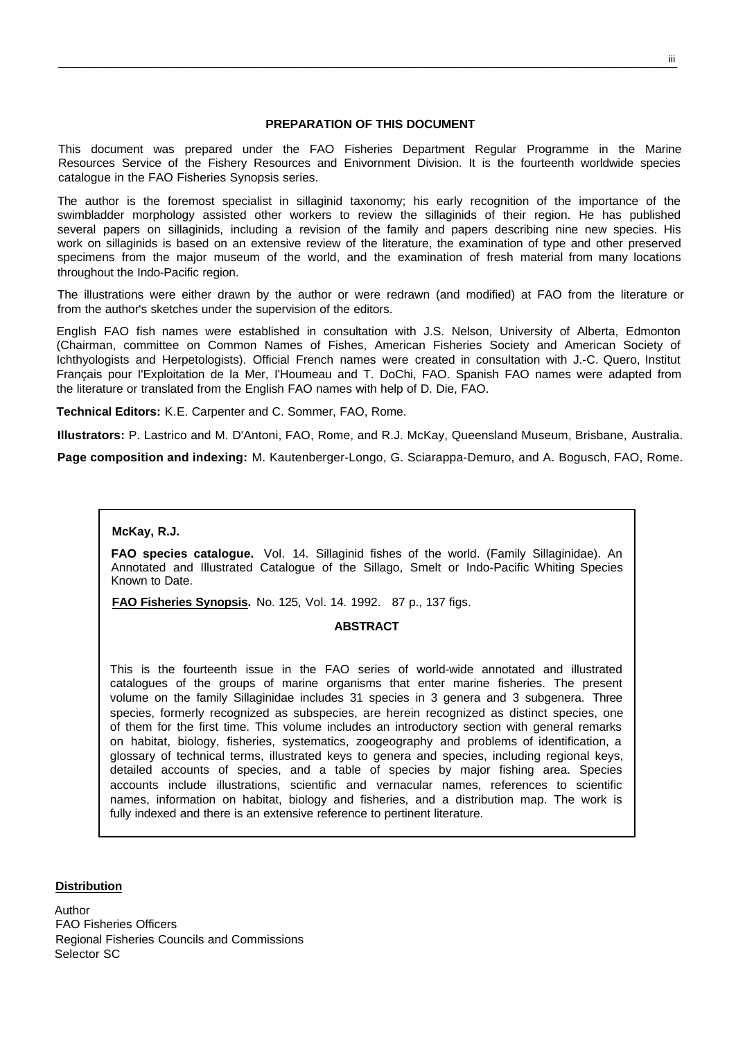## PREPARATION OF THIS DOCUMENT

This document was prepared under the FAO Fisheries Department Regular Programme in the Marine Resources Service of the Fishery Resources and Enivornment Division. It is the fourteenth worldwide species catalogue in the FAO Fisheries Synopsis series.

The author is the foremost specialist in sillaginid taxonomy; his early recognition of the importance of the swimbladder morphology assisted other workers to review the sillaginids of their region. He has published several papers on sillaginids, including a revision of the family and papers describing nine new species. His work on sillaginids is based on an extensive review of the literature, the examination of type and other preserved specimens from the major museum of the world, and the examination of fresh material from many locations throughout the Indo-Pacific region.

The illustrations were either drawn by the author or were redrawn (and modified) at FAO from the literature or from the author's sketches under the supervision of the editors.

English FAO fish names were established in consultation with J.S. Nelson, University of Alberta, Edmonton (Chairman, committee on Common Names of Fishes, American Fisheries Society and American Society of Ichthyologists and Herpetologists). Official French names were created in consultation with J.-C. Quero, Institut Français pour I'Exploitation de la Mer, I'Houmeau and T. DoChi, FAO. Spanish FAO names were adapted from the literature or translated from the English FAO names with help of D. Die, FAO.

**Technical Editors:** K.E. Carpenter and C. Sommer, FAO, Rome.

**Illustrators:** P. Lastrico and M. D'Antoni, FAO, Rome, and R.J. McKay, Queensland Museum, Brisbane, Australia.

**Page composition and indexing:** M. Kautenberger-Longo, G. Sciarappa-Demuro, and A. Bogusch, FAO, Rome.

**McKay, R.J.**

**FAO species catalogue.** Vol. 14. Sillaginid fishes of the world. (Family Sillaginidae). An Annotated and Illustrated Catalogue of the Sillago, Smelt or Indo-Pacific Whiting Species Known to Date.

**FAO Fisheries Synopsis.** No. 125, Vol. 14. 1992. 87 p., 137 figs.

**ABSTRACT**

This is the fourteenth issue in the FAO series of world-wide annotated and illustrated catalogues of the groups of marine organisms that enter marine fisheries. The present volume on the family Sillaginidae includes 31 species in 3 genera and 3 subgenera. Three species, formerly recognized as subspecies, are herein recognized as distinct species, one of them for the first time. This volume includes an introductory section with general remarks on habitat, biology, fisheries, systematics, zoogeography and problems of identification, a glossary of technical terms, illustrated keys to genera and species, including regional keys, detailed accounts of species, and a table of species by major fishing area. Species accounts include illustrations, scientific and vernacular names, references to scientific names, information on habitat, biology and fisheries, and a distribution map. The work is fully indexed and there is an extensive reference to pertinent literature.

**Distribution**

Author
FAO Fisheries Officers
Regional Fisheries Councils and Commissions
Selector SC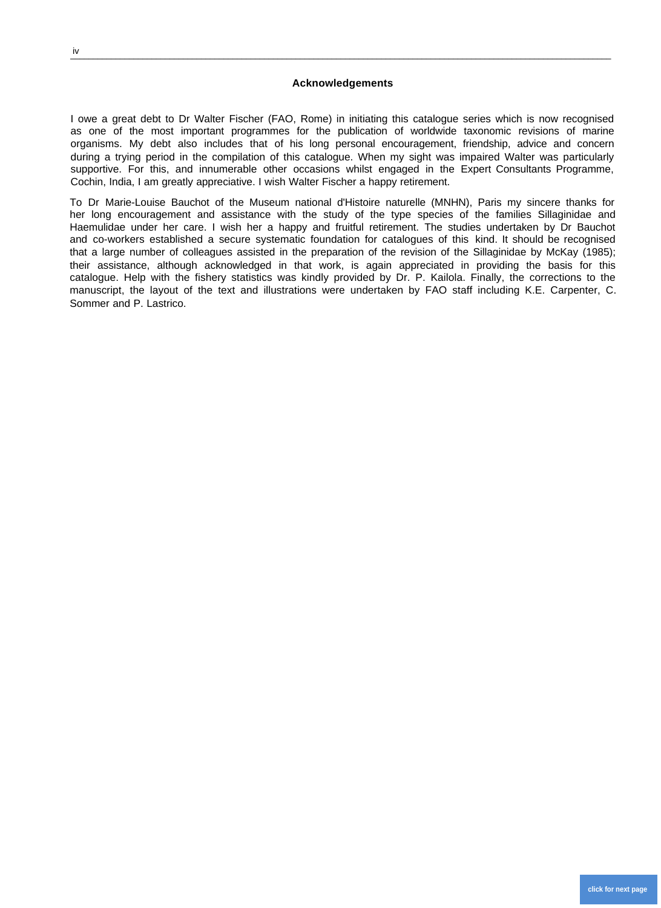## Acknowledgements

I owe a great debt to Dr Walter Fischer (FAO, Rome) in initiating this catalogue series which is now recognised as one of the most important programmes for the publication of worldwide taxonomic revisions of marine organisms. My debt also includes that of his long personal encouragement, friendship, advice and concern during a trying period in the compilation of this catalogue. When my sight was impaired Walter was particularly supportive. For this, and innumerable other occasions whilst engaged in the Expert Consultants Programme, Cochin, India, I am greatly appreciative. I wish Walter Fischer a happy retirement.

To Dr Marie-Louise Bauchot of the Museum national d'Histoire naturelle (MNHN), Paris my sincere thanks for her long encouragement and assistance with the study of the type species of the families Sillaginidae and Haemulidae under her care. I wish her a happy and fruitful retirement. The studies undertaken by Dr Bauchot and co-workers established a secure systematic foundation for catalogues of this kind. It should be recognised that a large number of colleagues assisted in the preparation of the revision of the Sillaginidae by McKay (1985); their assistance, although acknowledged in that work, is again appreciated in providing the basis for this catalogue. Help with the fishery statistics was kindly provided by Dr. P. Kailola. Finally, the corrections to the manuscript, the layout of the text and illustrations were undertaken by FAO staff including K.E. Carpenter, C. Sommer and P. Lastrico.